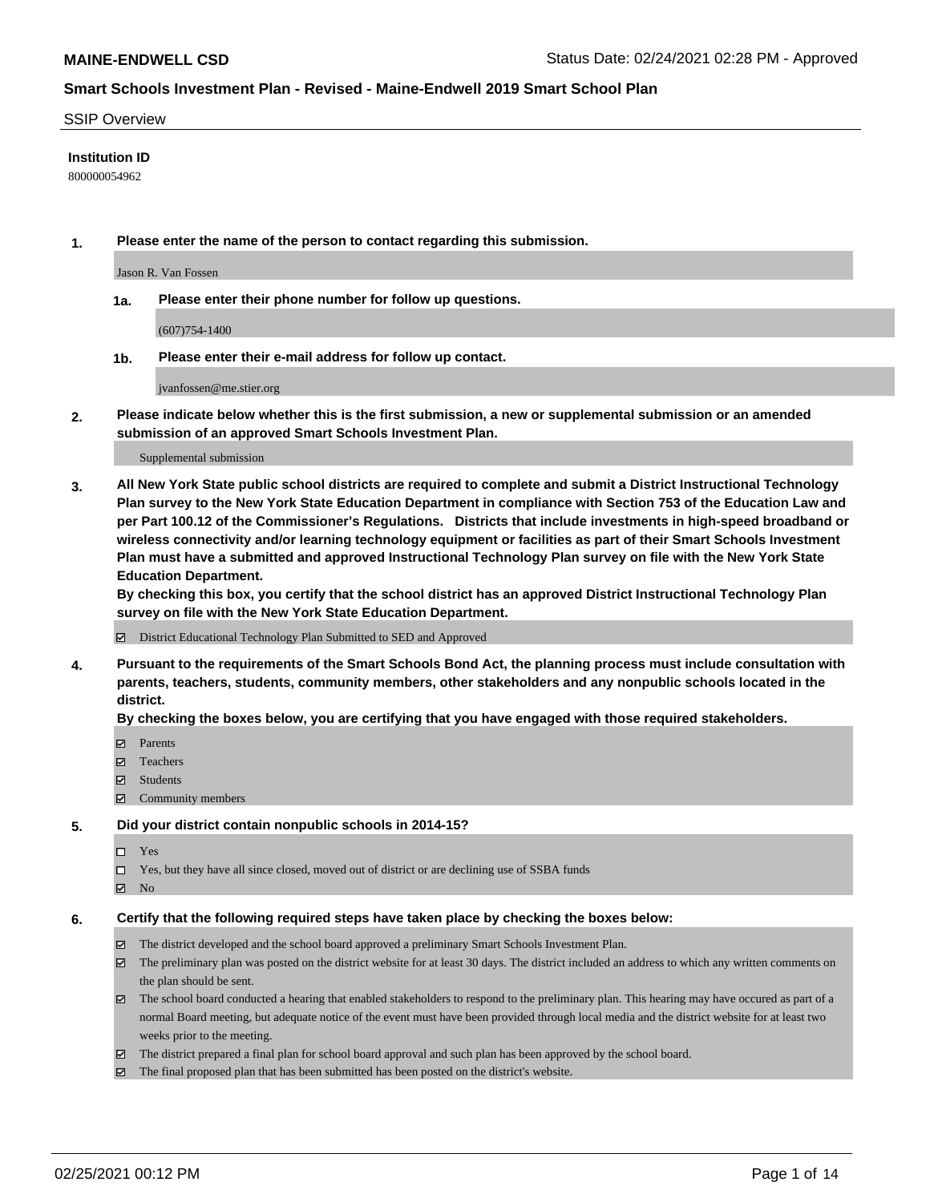**MAINE-ENDWELL CSD**

Status Date: 02/24/2021 02:28 PM - Approved

## Smart Schools Investment Plan - Revised - Maine-Endwell 2019 Smart School Plan

SSIP Overview

**Institution ID**

800000054962

**1. Please enter the name of the person to contact regarding this submission.**

Jason R. Van Fossen

**1a. Please enter their phone number for follow up questions.**

(607)754-1400

**1b. Please enter their e-mail address for follow up contact.**

jvanfossen@me.stier.org

**2. Please indicate below whether this is the first submission, a new or supplemental submission or an amended submission of an approved Smart Schools Investment Plan.**

Supplemental submission

**3. All New York State public school districts are required to complete and submit a District Instructional Technology Plan survey to the New York State Education Department in compliance with Section 753 of the Education Law and per Part 100.12 of the Commissioner's Regulations. Districts that include investments in high-speed broadband or wireless connectivity and/or learning technology equipment or facilities as part of their Smart Schools Investment Plan must have a submitted and approved Instructional Technology Plan survey on file with the New York State Education Department.**
**By checking this box, you certify that the school district has an approved District Instructional Technology Plan survey on file with the New York State Education Department.**

- [x] District Educational Technology Plan Submitted to SED and Approved

**4. Pursuant to the requirements of the Smart Schools Bond Act, the planning process must include consultation with parents, teachers, students, community members, other stakeholders and any nonpublic schools located in the district.**
**By checking the boxes below, you are certifying that you have engaged with those required stakeholders.**

- [x] Parents
- [x] Teachers
- [x] Students
- [x] Community members

**5. Did your district contain nonpublic schools in 2014-15?**

- [ ] Yes
- [ ] Yes, but they have all since closed, moved out of district or are declining use of SSBA funds
- [x] No

**6. Certify that the following required steps have taken place by checking the boxes below:**

- [x] The district developed and the school board approved a preliminary Smart Schools Investment Plan.
- [x] The preliminary plan was posted on the district website for at least 30 days. The district included an address to which any written comments on the plan should be sent.
- [x] The school board conducted a hearing that enabled stakeholders to respond to the preliminary plan. This hearing may have occured as part of a normal Board meeting, but adequate notice of the event must have been provided through local media and the district website for at least two weeks prior to the meeting.
- [x] The district prepared a final plan for school board approval and such plan has been approved by the school board.
- [x] The final proposed plan that has been submitted has been posted on the district's website.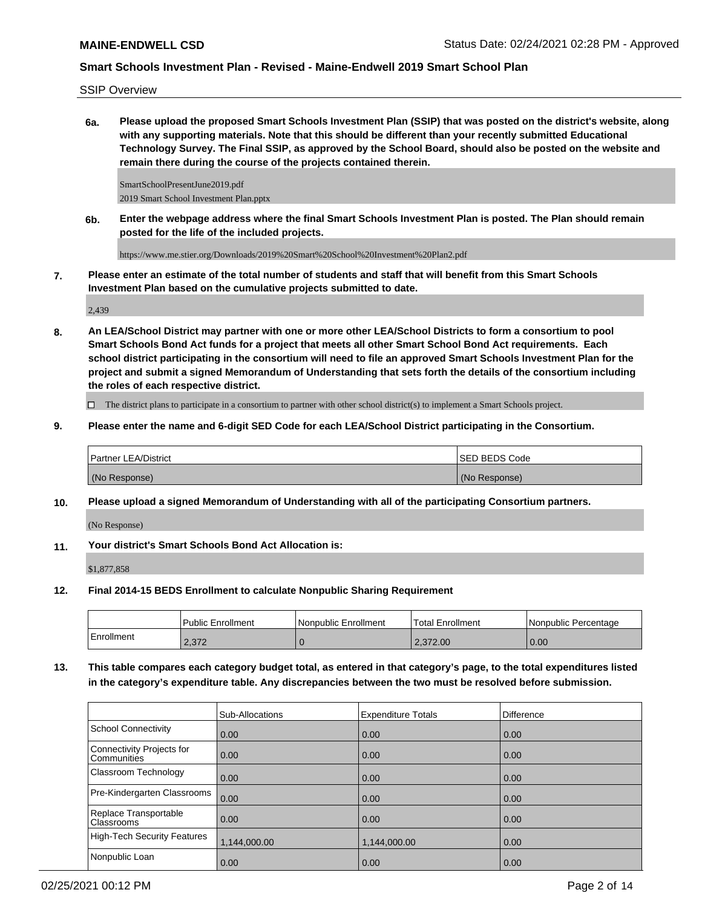SSIP Overview

**6a. Please upload the proposed Smart Schools Investment Plan (SSIP) that was posted on the district's website, along with any supporting materials. Note that this should be different than your recently submitted Educational Technology Survey. The Final SSIP, as approved by the School Board, should also be posted on the website and remain there during the course of the projects contained therein.**

SmartSchoolPresentJune2019.pdf
2019 Smart School Investment Plan.pptx

**6b. Enter the webpage address where the final Smart Schools Investment Plan is posted. The Plan should remain posted for the life of the included projects.**

https://www.me.stier.org/Downloads/2019%20Smart%20School%20Investment%20Plan2.pdf

**7. Please enter an estimate of the total number of students and staff that will benefit from this Smart Schools Investment Plan based on the cumulative projects submitted to date.**

2,439

**8. An LEA/School District may partner with one or more other LEA/School Districts to form a consortium to pool Smart Schools Bond Act funds for a project that meets all other Smart School Bond Act requirements. Each school district participating in the consortium will need to file an approved Smart Schools Investment Plan for the project and submit a signed Memorandum of Understanding that sets forth the details of the consortium including the roles of each respective district.**

☐ The district plans to participate in a consortium to partner with other school district(s) to implement a Smart Schools project.

**9. Please enter the name and 6-digit SED Code for each LEA/School District participating in the Consortium.**

| Partner LEA/District | SED BEDS Code |
|---|---|
| (No Response) | (No Response) |

**10. Please upload a signed Memorandum of Understanding with all of the participating Consortium partners.**

(No Response)

**11. Your district's Smart Schools Bond Act Allocation is:**

$1,877,858

**12. Final 2014-15 BEDS Enrollment to calculate Nonpublic Sharing Requirement**

| | Public Enrollment | Nonpublic Enrollment | Total Enrollment | Nonpublic Percentage |
|---|---|---|---|---|
| Enrollment | 2,372 | 0 | 2,372.00 | 0.00 |

**13. This table compares each category budget total, as entered in that category's page, to the total expenditures listed in the category's expenditure table. Any discrepancies between the two must be resolved before submission.**

| | Sub-Allocations | Expenditure Totals | Difference |
|---|---|---|---|
| School Connectivity | 0.00 | 0.00 | 0.00 |
| Connectivity Projects for Communities | 0.00 | 0.00 | 0.00 |
| Classroom Technology | 0.00 | 0.00 | 0.00 |
| Pre-Kindergarten Classrooms | 0.00 | 0.00 | 0.00 |
| Replace Transportable Classrooms | 0.00 | 0.00 | 0.00 |
| High-Tech Security Features | 1,144,000.00 | 1,144,000.00 | 0.00 |
| Nonpublic Loan | 0.00 | 0.00 | 0.00 |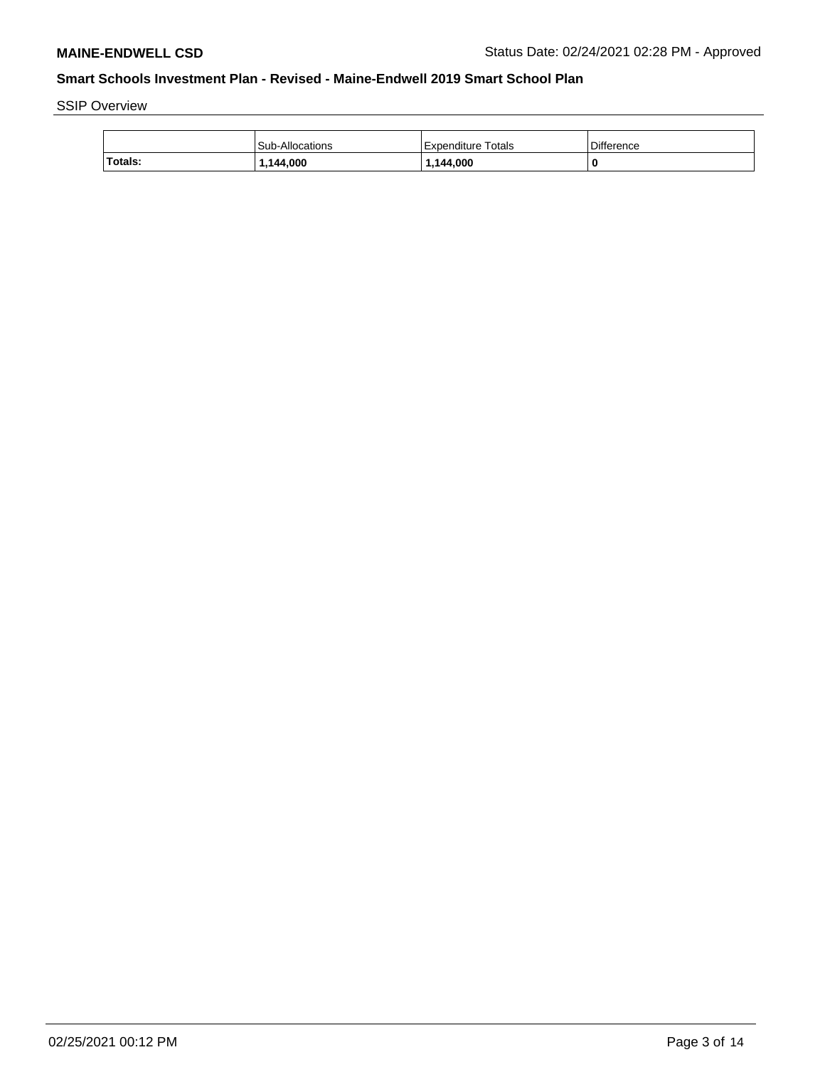SSIP Overview

| | Sub-Allocations | Expenditure Totals | Difference |
|---|---|---|---|
| **Totals:** | **1,144,000** | **1,144,000** | **0** |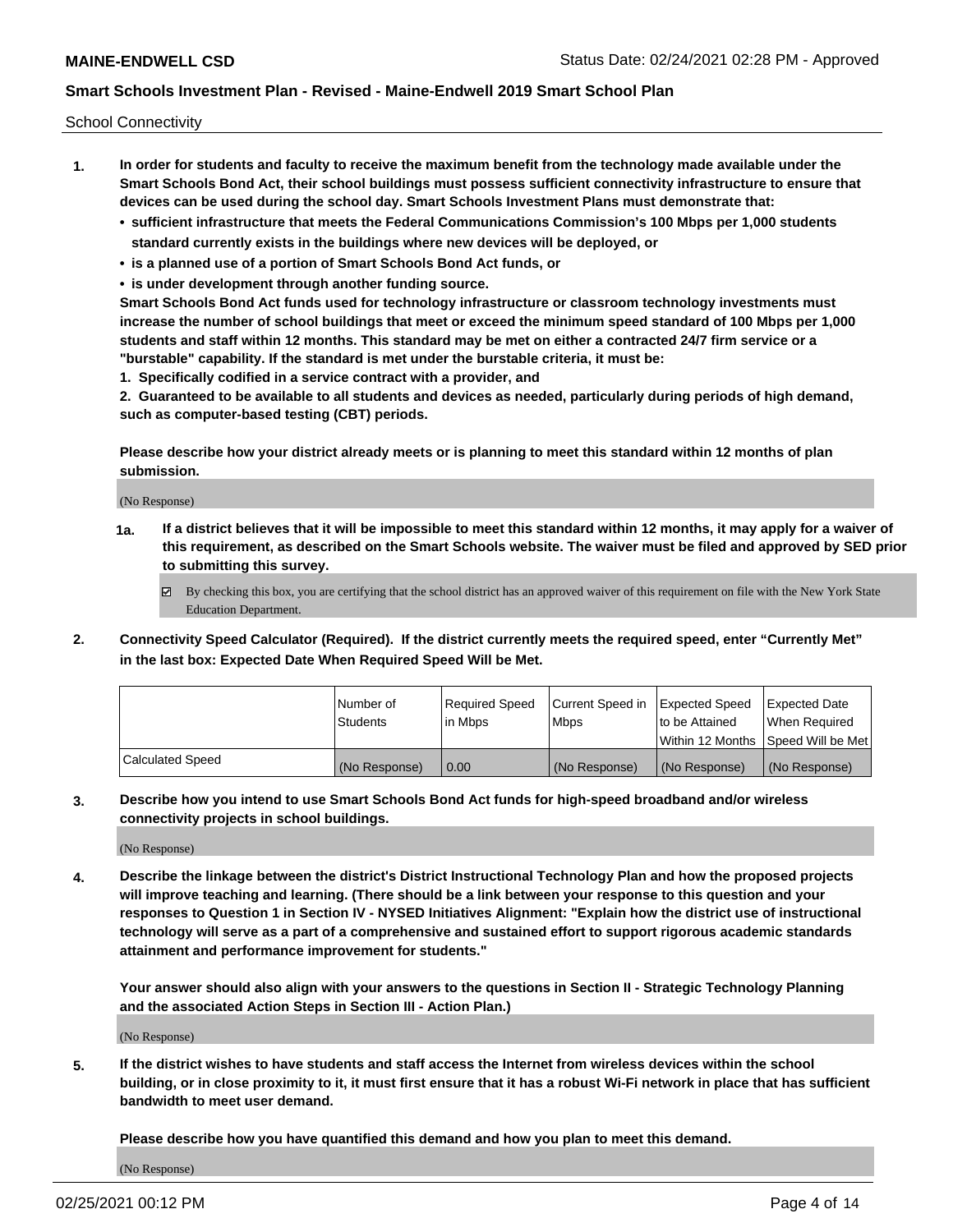School Connectivity

1. **In order for students and faculty to receive the maximum benefit from the technology made available under the Smart Schools Bond Act, their school buildings must possess sufficient connectivity infrastructure to ensure that devices can be used during the school day. Smart Schools Investment Plans must demonstrate that:**
   - **sufficient infrastructure that meets the Federal Communications Commission's 100 Mbps per 1,000 students standard currently exists in the buildings where new devices will be deployed, or**
   - **is a planned use of a portion of Smart Schools Bond Act funds, or**
   - **is under development through another funding source.**

   **Smart Schools Bond Act funds used for technology infrastructure or classroom technology investments must increase the number of school buildings that meet or exceed the minimum speed standard of 100 Mbps per 1,000 students and staff within 12 months. This standard may be met on either a contracted 24/7 firm service or a "burstable" capability. If the standard is met under the burstable criteria, it must be:**

   **1. Specifically codified in a service contract with a provider, and**

   **2. Guaranteed to be available to all students and devices as needed, particularly during periods of high demand, such as computer-based testing (CBT) periods.**

   **Please describe how your district already meets or is planning to meet this standard within 12 months of plan submission.**

   (No Response)

   **1a. If a district believes that it will be impossible to meet this standard within 12 months, it may apply for a waiver of this requirement, as described on the Smart Schools website. The waiver must be filed and approved by SED prior to submitting this survey.**

   ☑ By checking this box, you are certifying that the school district has an approved waiver of this requirement on file with the New York State Education Department.

2. **Connectivity Speed Calculator (Required). If the district currently meets the required speed, enter "Currently Met" in the last box: Expected Date When Required Speed Will be Met.**

| | Number of Students | Required Speed in Mbps | Current Speed in Mbps | Expected Speed to be Attained Within 12 Months | Expected Date When Required Speed Will be Met |
|---|---|---|---|---|---|
| Calculated Speed | (No Response) | 0.00 | (No Response) | (No Response) | (No Response) |

3. **Describe how you intend to use Smart Schools Bond Act funds for high-speed broadband and/or wireless connectivity projects in school buildings.**

   (No Response)

4. **Describe the linkage between the district's District Instructional Technology Plan and how the proposed projects will improve teaching and learning. (There should be a link between your response to this question and your responses to Question 1 in Section IV - NYSED Initiatives Alignment: "Explain how the district use of instructional technology will serve as a part of a comprehensive and sustained effort to support rigorous academic standards attainment and performance improvement for students."**

   **Your answer should also align with your answers to the questions in Section II - Strategic Technology Planning and the associated Action Steps in Section III - Action Plan.)**

   (No Response)

5. **If the district wishes to have students and staff access the Internet from wireless devices within the school building, or in close proximity to it, it must first ensure that it has a robust Wi-Fi network in place that has sufficient bandwidth to meet user demand.**

   **Please describe how you have quantified this demand and how you plan to meet this demand.**

   (No Response)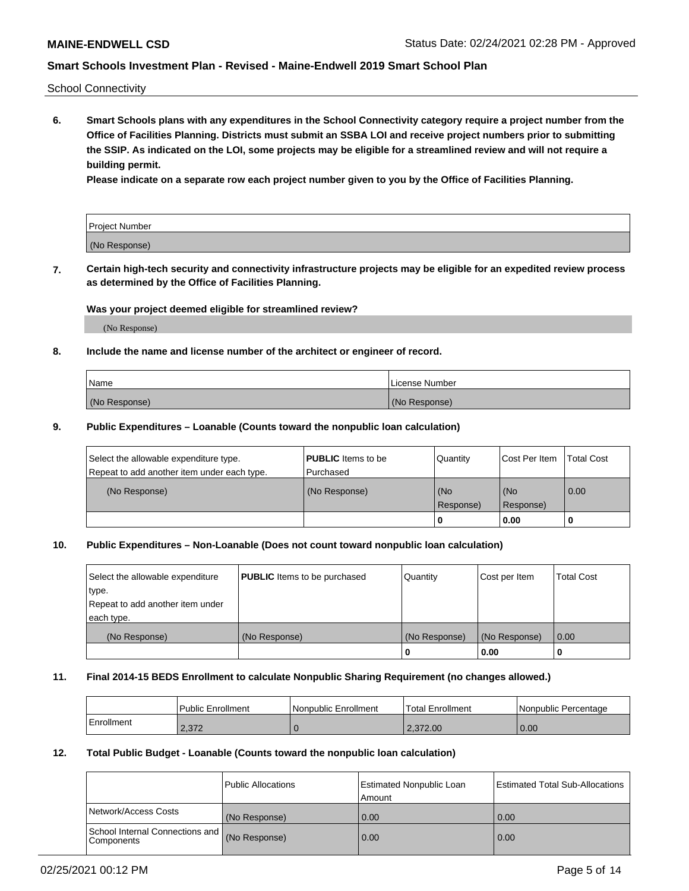School Connectivity

**6. Smart Schools plans with any expenditures in the School Connectivity category require a project number from the Office of Facilities Planning. Districts must submit an SSBA LOI and receive project numbers prior to submitting the SSIP. As indicated on the LOI, some projects may be eligible for a streamlined review and will not require a building permit.**

**Please indicate on a separate row each project number given to you by the Office of Facilities Planning.**

| Project Number |
|---|
| (No Response) |

**7. Certain high-tech security and connectivity infrastructure projects may be eligible for an expedited review process as determined by the Office of Facilities Planning.**

**Was your project deemed eligible for streamlined review?**

(No Response)

**8. Include the name and license number of the architect or engineer of record.**

| Name | License Number |
|---|---|
| (No Response) | (No Response) |

**9. Public Expenditures – Loanable (Counts toward the nonpublic loan calculation)**

| Select the allowable expenditure type. Repeat to add another item under each type. | **PUBLIC** Items to be Purchased | Quantity | Cost Per Item | Total Cost |
|---|---|---|---|---|
| (No Response) | (No Response) | (No Response) | (No Response) | 0.00 |
| | | 0 | 0.00 | 0 |

**10. Public Expenditures – Non-Loanable (Does not count toward nonpublic loan calculation)**

| Select the allowable expenditure type. Repeat to add another item under each type. | **PUBLIC** Items to be purchased | Quantity | Cost per Item | Total Cost |
|---|---|---|---|---|
| (No Response) | (No Response) | (No Response) | (No Response) | 0.00 |
| | | 0 | 0.00 | 0 |

**11. Final 2014-15 BEDS Enrollment to calculate Nonpublic Sharing Requirement (no changes allowed.)**

| | Public Enrollment | Nonpublic Enrollment | Total Enrollment | Nonpublic Percentage |
|---|---|---|---|---|
| Enrollment | 2,372 | 0 | 2,372.00 | 0.00 |

**12. Total Public Budget - Loanable (Counts toward the nonpublic loan calculation)**

| | Public Allocations | Estimated Nonpublic Loan Amount | Estimated Total Sub-Allocations |
|---|---|---|---|
| Network/Access Costs | (No Response) | 0.00 | 0.00 |
| School Internal Connections and Components | (No Response) | 0.00 | 0.00 |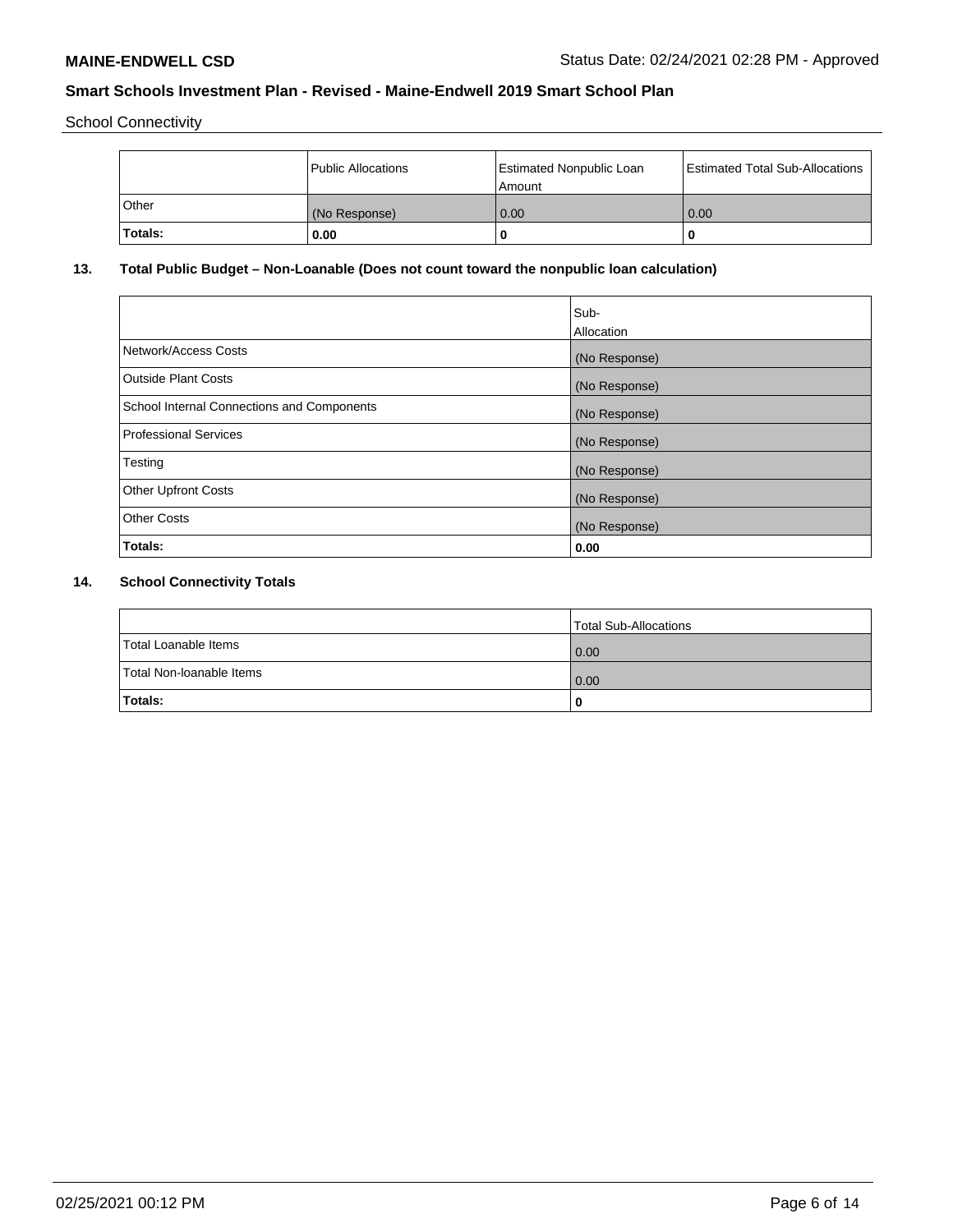School Connectivity

| | Public Allocations | Estimated Nonpublic Loan Amount | Estimated Total Sub-Allocations |
|---|---|---|---|
| Other | (No Response) | 0.00 | 0.00 |
| **Totals:** | **0.00** | **0** | **0** |

## 13. Total Public Budget – Non-Loanable (Does not count toward the nonpublic loan calculation)

| | Sub-Allocation |
|---|---|
| Network/Access Costs | (No Response) |
| Outside Plant Costs | (No Response) |
| School Internal Connections and Components | (No Response) |
| Professional Services | (No Response) |
| Testing | (No Response) |
| Other Upfront Costs | (No Response) |
| Other Costs | (No Response) |
| **Totals:** | **0.00** |

## 14. School Connectivity Totals

| | Total Sub-Allocations |
|---|---|
| Total Loanable Items | 0.00 |
| Total Non-loanable Items | 0.00 |
| **Totals:** | **0** |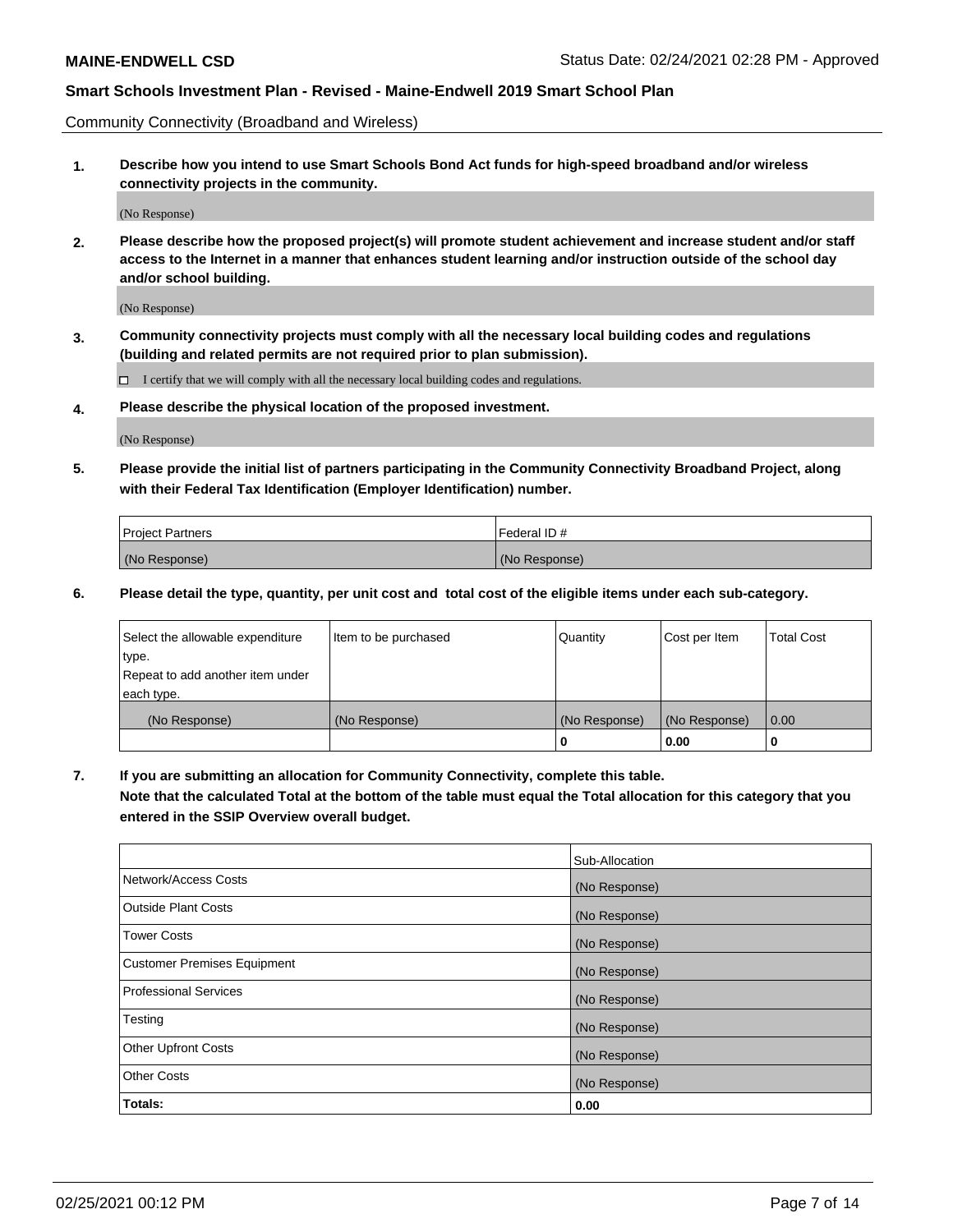Community Connectivity (Broadband and Wireless)

**1. Describe how you intend to use Smart Schools Bond Act funds for high-speed broadband and/or wireless connectivity projects in the community.**

(No Response)

**2. Please describe how the proposed project(s) will promote student achievement and increase student and/or staff access to the Internet in a manner that enhances student learning and/or instruction outside of the school day and/or school building.**

(No Response)

**3. Community connectivity projects must comply with all the necessary local building codes and regulations (building and related permits are not required prior to plan submission).**

☐ I certify that we will comply with all the necessary local building codes and regulations.

**4. Please describe the physical location of the proposed investment.**

(No Response)

**5. Please provide the initial list of partners participating in the Community Connectivity Broadband Project, along with their Federal Tax Identification (Employer Identification) number.**

| Project Partners | Federal ID # |
|---|---|
| (No Response) | (No Response) |

**6. Please detail the type, quantity, per unit cost and total cost of the eligible items under each sub-category.**

| Select the allowable expenditure type. Repeat to add another item under each type. | Item to be purchased | Quantity | Cost per Item | Total Cost |
|---|---|---|---|---|
| (No Response) | (No Response) | (No Response) | (No Response) | 0.00 |
| | | **0** | **0.00** | **0** |

**7. If you are submitting an allocation for Community Connectivity, complete this table. Note that the calculated Total at the bottom of the table must equal the Total allocation for this category that you entered in the SSIP Overview overall budget.**

| | Sub-Allocation |
|---|---|
| Network/Access Costs | (No Response) |
| Outside Plant Costs | (No Response) |
| Tower Costs | (No Response) |
| Customer Premises Equipment | (No Response) |
| Professional Services | (No Response) |
| Testing | (No Response) |
| Other Upfront Costs | (No Response) |
| Other Costs | (No Response) |
| **Totals:** | **0.00** |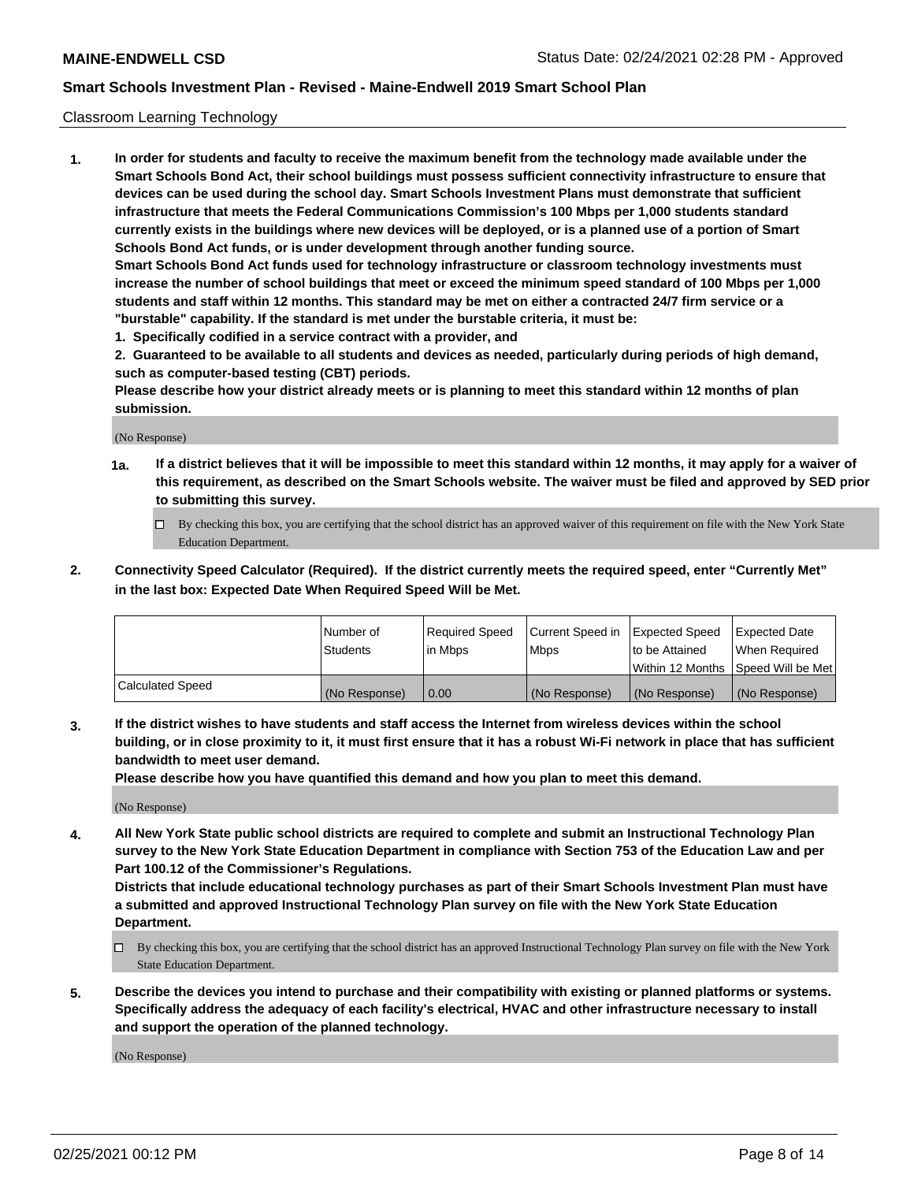Classroom Learning Technology

1. **In order for students and faculty to receive the maximum benefit from the technology made available under the Smart Schools Bond Act, their school buildings must possess sufficient connectivity infrastructure to ensure that devices can be used during the school day. Smart Schools Investment Plans must demonstrate that sufficient infrastructure that meets the Federal Communications Commission's 100 Mbps per 1,000 students standard currently exists in the buildings where new devices will be deployed, or is a planned use of a portion of Smart Schools Bond Act funds, or is under development through another funding source.**
   **Smart Schools Bond Act funds used for technology infrastructure or classroom technology investments must increase the number of school buildings that meet or exceed the minimum speed standard of 100 Mbps per 1,000 students and staff within 12 months. This standard may be met on either a contracted 24/7 firm service or a "burstable" capability. If the standard is met under the burstable criteria, it must be:**
   **1. Specifically codified in a service contract with a provider, and**
   **2. Guaranteed to be available to all students and devices as needed, particularly during periods of high demand, such as computer-based testing (CBT) periods.**
   **Please describe how your district already meets or is planning to meet this standard within 12 months of plan submission.**

   (No Response)

   **1a. If a district believes that it will be impossible to meet this standard within 12 months, it may apply for a waiver of this requirement, as described on the Smart Schools website. The waiver must be filed and approved by SED prior to submitting this survey.**

   ☐ By checking this box, you are certifying that the school district has an approved waiver of this requirement on file with the New York State Education Department.

2. **Connectivity Speed Calculator (Required). If the district currently meets the required speed, enter "Currently Met" in the last box: Expected Date When Required Speed Will be Met.**

| | Number of Students | Required Speed in Mbps | Current Speed in Mbps | Expected Speed to be Attained Within 12 Months | Expected Date When Required Speed Will be Met |
|---|---|---|---|---|---|
| Calculated Speed | (No Response) | 0.00 | (No Response) | (No Response) | (No Response) |

3. **If the district wishes to have students and staff access the Internet from wireless devices within the school building, or in close proximity to it, it must first ensure that it has a robust Wi-Fi network in place that has sufficient bandwidth to meet user demand.**
   **Please describe how you have quantified this demand and how you plan to meet this demand.**

   (No Response)

4. **All New York State public school districts are required to complete and submit an Instructional Technology Plan survey to the New York State Education Department in compliance with Section 753 of the Education Law and per Part 100.12 of the Commissioner's Regulations.**
   **Districts that include educational technology purchases as part of their Smart Schools Investment Plan must have a submitted and approved Instructional Technology Plan survey on file with the New York State Education Department.**

   ☐ By checking this box, you are certifying that the school district has an approved Instructional Technology Plan survey on file with the New York State Education Department.

5. **Describe the devices you intend to purchase and their compatibility with existing or planned platforms or systems. Specifically address the adequacy of each facility's electrical, HVAC and other infrastructure necessary to install and support the operation of the planned technology.**

   (No Response)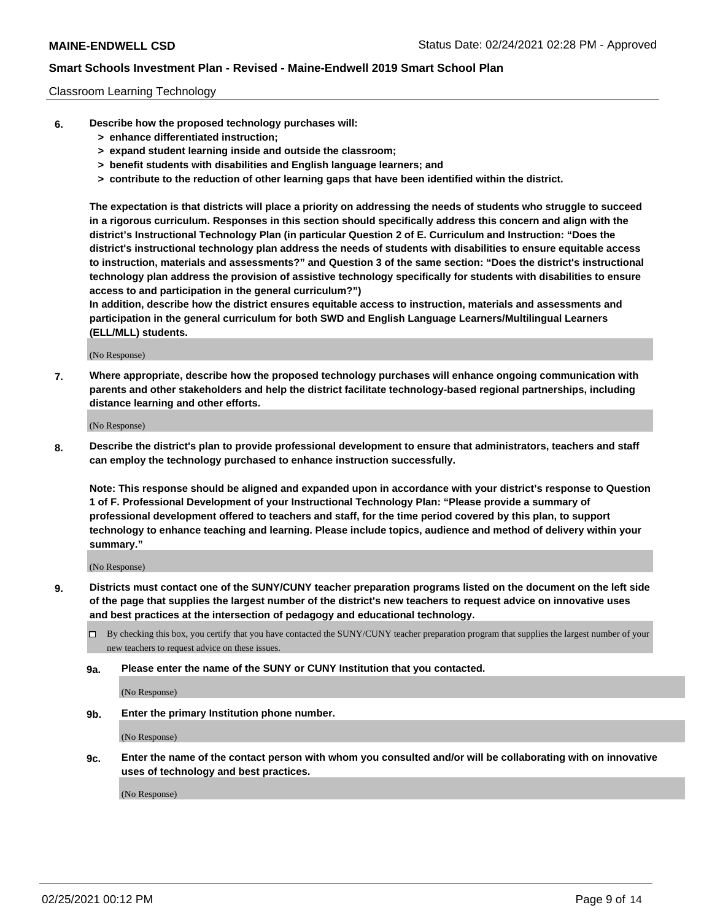Classroom Learning Technology

**6. Describe how the proposed technology purchases will:**

- **> enhance differentiated instruction;**
- **> expand student learning inside and outside the classroom;**
- **> benefit students with disabilities and English language learners; and**
- **> contribute to the reduction of other learning gaps that have been identified within the district.**

**The expectation is that districts will place a priority on addressing the needs of students who struggle to succeed in a rigorous curriculum. Responses in this section should specifically address this concern and align with the district's Instructional Technology Plan (in particular Question 2 of E. Curriculum and Instruction: "Does the district's instructional technology plan address the needs of students with disabilities to ensure equitable access to instruction, materials and assessments?" and Question 3 of the same section: "Does the district's instructional technology plan address the provision of assistive technology specifically for students with disabilities to ensure access to and participation in the general curriculum?")**

**In addition, describe how the district ensures equitable access to instruction, materials and assessments and participation in the general curriculum for both SWD and English Language Learners/Multilingual Learners (ELL/MLL) students.**

(No Response)

**7. Where appropriate, describe how the proposed technology purchases will enhance ongoing communication with parents and other stakeholders and help the district facilitate technology-based regional partnerships, including distance learning and other efforts.**

(No Response)

**8. Describe the district's plan to provide professional development to ensure that administrators, teachers and staff can employ the technology purchased to enhance instruction successfully.**

**Note: This response should be aligned and expanded upon in accordance with your district's response to Question 1 of F. Professional Development of your Instructional Technology Plan: "Please provide a summary of professional development offered to teachers and staff, for the time period covered by this plan, to support technology to enhance teaching and learning. Please include topics, audience and method of delivery within your summary."**

(No Response)

**9. Districts must contact one of the SUNY/CUNY teacher preparation programs listed on the document on the left side of the page that supplies the largest number of the district's new teachers to request advice on innovative uses and best practices at the intersection of pedagogy and educational technology.**

☐ By checking this box, you certify that you have contacted the SUNY/CUNY teacher preparation program that supplies the largest number of your new teachers to request advice on these issues.

**9a. Please enter the name of the SUNY or CUNY Institution that you contacted.**

(No Response)

**9b. Enter the primary Institution phone number.**

(No Response)

**9c. Enter the name of the contact person with whom you consulted and/or will be collaborating with on innovative uses of technology and best practices.**

(No Response)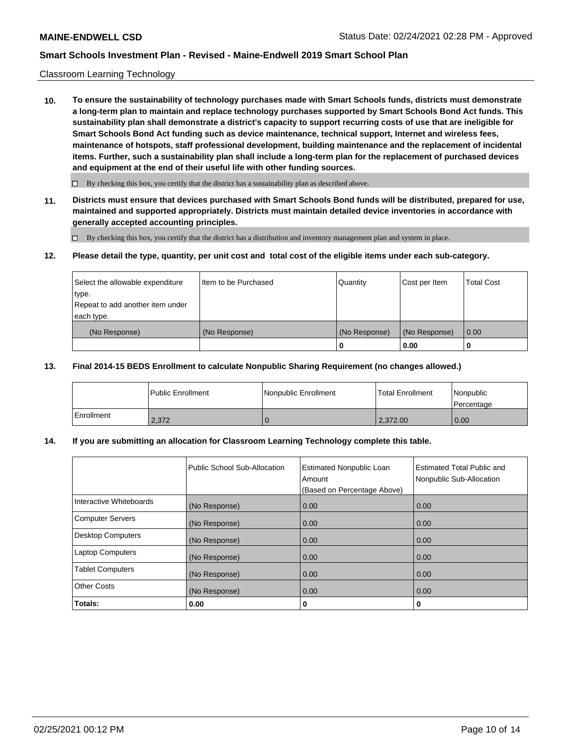Classroom Learning Technology

**10. To ensure the sustainability of technology purchases made with Smart Schools funds, districts must demonstrate a long-term plan to maintain and replace technology purchases supported by Smart Schools Bond Act funds. This sustainability plan shall demonstrate a district's capacity to support recurring costs of use that are ineligible for Smart Schools Bond Act funding such as device maintenance, technical support, Internet and wireless fees, maintenance of hotspots, staff professional development, building maintenance and the replacement of incidental items. Further, such a sustainability plan shall include a long-term plan for the replacement of purchased devices and equipment at the end of their useful life with other funding sources.**

☐ By checking this box, you certify that the district has a sustainability plan as described above.

**11. Districts must ensure that devices purchased with Smart Schools Bond funds will be distributed, prepared for use, maintained and supported appropriately. Districts must maintain detailed device inventories in accordance with generally accepted accounting principles.**

☐ By checking this box, you certify that the district has a distribution and inventory management plan and system in place.

**12. Please detail the type, quantity, per unit cost and total cost of the eligible items under each sub-category.**

| Select the allowable expenditure type. Repeat to add another item under each type. | Item to be Purchased | Quantity | Cost per Item | Total Cost |
|---|---|---|---|---|
| (No Response) | (No Response) | (No Response) | (No Response) | 0.00 |
| | | **0** | **0.00** | **0** |

**13. Final 2014-15 BEDS Enrollment to calculate Nonpublic Sharing Requirement (no changes allowed.)**

| | Public Enrollment | Nonpublic Enrollment | Total Enrollment | Nonpublic Percentage |
|---|---|---|---|---|
| Enrollment | 2,372 | 0 | 2,372.00 | 0.00 |

**14. If you are submitting an allocation for Classroom Learning Technology complete this table.**

| | Public School Sub-Allocation | Estimated Nonpublic Loan Amount (Based on Percentage Above) | Estimated Total Public and Nonpublic Sub-Allocation |
|---|---|---|---|
| Interactive Whiteboards | (No Response) | 0.00 | 0.00 |
| Computer Servers | (No Response) | 0.00 | 0.00 |
| Desktop Computers | (No Response) | 0.00 | 0.00 |
| Laptop Computers | (No Response) | 0.00 | 0.00 |
| Tablet Computers | (No Response) | 0.00 | 0.00 |
| Other Costs | (No Response) | 0.00 | 0.00 |
| **Totals:** | **0.00** | **0** | **0** |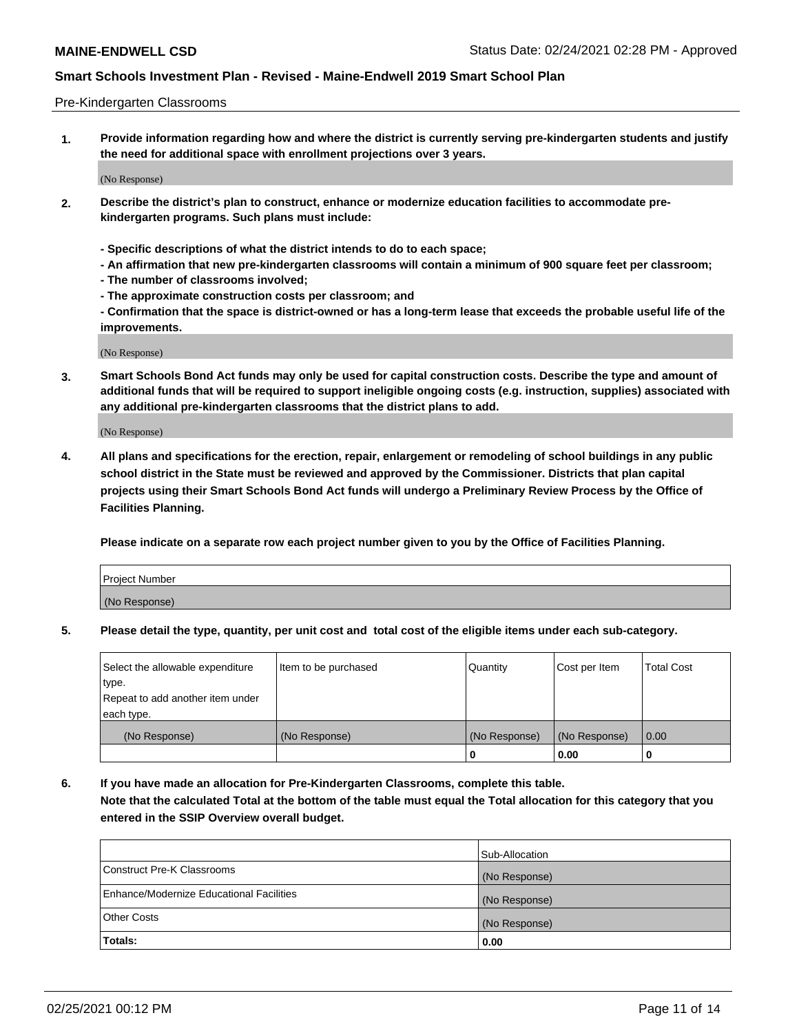Pre-Kindergarten Classrooms

**1. Provide information regarding how and where the district is currently serving pre-kindergarten students and justify the need for additional space with enrollment projections over 3 years.**

(No Response)

**2. Describe the district's plan to construct, enhance or modernize education facilities to accommodate pre-kindergarten programs. Such plans must include:**

**- Specific descriptions of what the district intends to do to each space;**
**- An affirmation that new pre-kindergarten classrooms will contain a minimum of 900 square feet per classroom;**
**- The number of classrooms involved;**
**- The approximate construction costs per classroom; and**
**- Confirmation that the space is district-owned or has a long-term lease that exceeds the probable useful life of the improvements.**

(No Response)

**3. Smart Schools Bond Act funds may only be used for capital construction costs. Describe the type and amount of additional funds that will be required to support ineligible ongoing costs (e.g. instruction, supplies) associated with any additional pre-kindergarten classrooms that the district plans to add.**

(No Response)

**4. All plans and specifications for the erection, repair, enlargement or remodeling of school buildings in any public school district in the State must be reviewed and approved by the Commissioner. Districts that plan capital projects using their Smart Schools Bond Act funds will undergo a Preliminary Review Process by the Office of Facilities Planning.**

**Please indicate on a separate row each project number given to you by the Office of Facilities Planning.**

| Project Number |
|---|
| (No Response) |

**5. Please detail the type, quantity, per unit cost and total cost of the eligible items under each sub-category.**

| Select the allowable expenditure type. Repeat to add another item under each type. | Item to be purchased | Quantity | Cost per Item | Total Cost |
|---|---|---|---|---|
| (No Response) | (No Response) | (No Response) | (No Response) | 0.00 |
| | | 0 | 0.00 | 0 |

**6. If you have made an allocation for Pre-Kindergarten Classrooms, complete this table. Note that the calculated Total at the bottom of the table must equal the Total allocation for this category that you entered in the SSIP Overview overall budget.**

| | Sub-Allocation |
|---|---|
| Construct Pre-K Classrooms | (No Response) |
| Enhance/Modernize Educational Facilities | (No Response) |
| Other Costs | (No Response) |
| **Totals:** | **0.00** |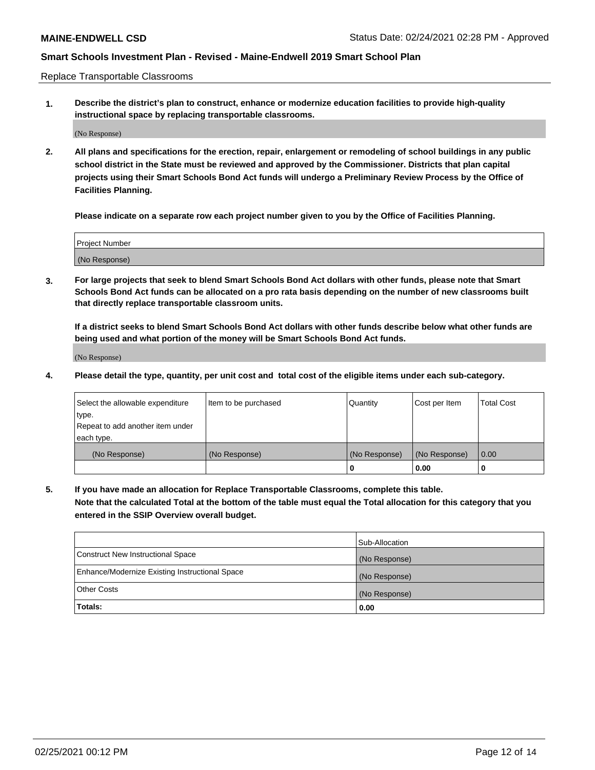Replace Transportable Classrooms

1. **Describe the district's plan to construct, enhance or modernize education facilities to provide high-quality instructional space by replacing transportable classrooms.**

(No Response)

2. **All plans and specifications for the erection, repair, enlargement or remodeling of school buildings in any public school district in the State must be reviewed and approved by the Commissioner. Districts that plan capital projects using their Smart Schools Bond Act funds will undergo a Preliminary Review Process by the Office of Facilities Planning.**

**Please indicate on a separate row each project number given to you by the Office of Facilities Planning.**

| Project Number |
|---|
| (No Response) |

3. **For large projects that seek to blend Smart Schools Bond Act dollars with other funds, please note that Smart Schools Bond Act funds can be allocated on a pro rata basis depending on the number of new classrooms built that directly replace transportable classroom units.**

**If a district seeks to blend Smart Schools Bond Act dollars with other funds describe below what other funds are being used and what portion of the money will be Smart Schools Bond Act funds.**

(No Response)

4. **Please detail the type, quantity, per unit cost and total cost of the eligible items under each sub-category.**

| Select the allowable expenditure type. Repeat to add another item under each type. | Item to be purchased | Quantity | Cost per Item | Total Cost |
|---|---|---|---|---|
| (No Response) | (No Response) | (No Response) | (No Response) | 0.00 |
| | | 0 | 0.00 | 0 |

5. **If you have made an allocation for Replace Transportable Classrooms, complete this table. Note that the calculated Total at the bottom of the table must equal the Total allocation for this category that you entered in the SSIP Overview overall budget.**

| | Sub-Allocation |
|---|---|
| Construct New Instructional Space | (No Response) |
| Enhance/Modernize Existing Instructional Space | (No Response) |
| Other Costs | (No Response) |
| **Totals:** | **0.00** |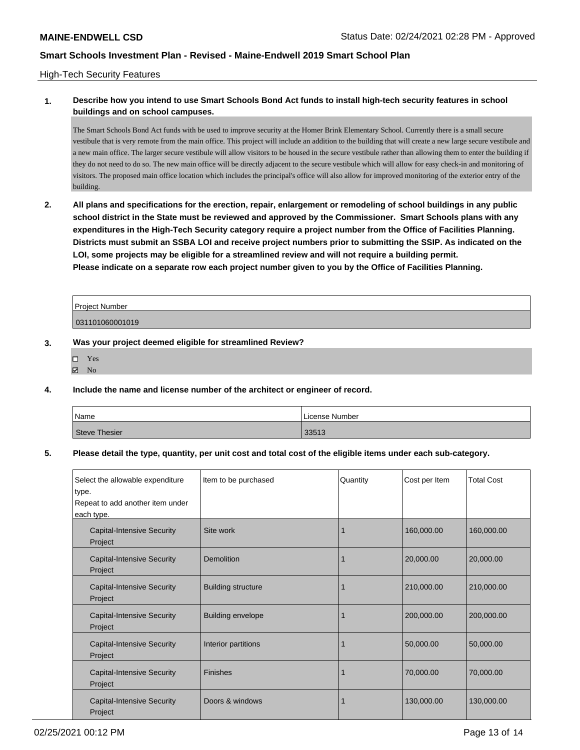High-Tech Security Features

**1. Describe how you intend to use Smart Schools Bond Act funds to install high-tech security features in school buildings and on school campuses.**

The Smart Schools Bond Act funds with be used to improve security at the Homer Brink Elementary School. Currently there is a small secure vestibule that is very remote from the main office. This project will include an addition to the building that will create a new large secure vestibule and a new main office. The larger secure vestibule will allow visitors to be housed in the secure vestibule rather than allowing them to enter the building if they do not need to do so. The new main office will be directly adjacent to the secure vestibule which will allow for easy check-in and monitoring of visitors. The proposed main office location which includes the principal's office will also allow for improved monitoring of the exterior entry of the building.

**2. All plans and specifications for the erection, repair, enlargement or remodeling of school buildings in any public school district in the State must be reviewed and approved by the Commissioner. Smart Schools plans with any expenditures in the High-Tech Security category require a project number from the Office of Facilities Planning. Districts must submit an SSBA LOI and receive project numbers prior to submitting the SSIP. As indicated on the LOI, some projects may be eligible for a streamlined review and will not require a building permit.**
**Please indicate on a separate row each project number given to you by the Office of Facilities Planning.**

| Project Number |
|---|
| 031101060001019 |

**3. Was your project deemed eligible for streamlined Review?**

- ☐ Yes
- ☑ No

**4. Include the name and license number of the architect or engineer of record.**

| Name | License Number |
|---|---|
| Steve Thesier | 33513 |

**5. Please detail the type, quantity, per unit cost and total cost of the eligible items under each sub-category.**

| Select the allowable expenditure type. Repeat to add another item under each type. | Item to be purchased | Quantity | Cost per Item | Total Cost |
|---|---|---|---|---|
| Capital-Intensive Security Project | Site work | 1 | 160,000.00 | 160,000.00 |
| Capital-Intensive Security Project | Demolition | 1 | 20,000.00 | 20,000.00 |
| Capital-Intensive Security Project | Building structure | 1 | 210,000.00 | 210,000.00 |
| Capital-Intensive Security Project | Building envelope | 1 | 200,000.00 | 200,000.00 |
| Capital-Intensive Security Project | Interior partitions | 1 | 50,000.00 | 50,000.00 |
| Capital-Intensive Security Project | Finishes | 1 | 70,000.00 | 70,000.00 |
| Capital-Intensive Security Project | Doors & windows | 1 | 130,000.00 | 130,000.00 |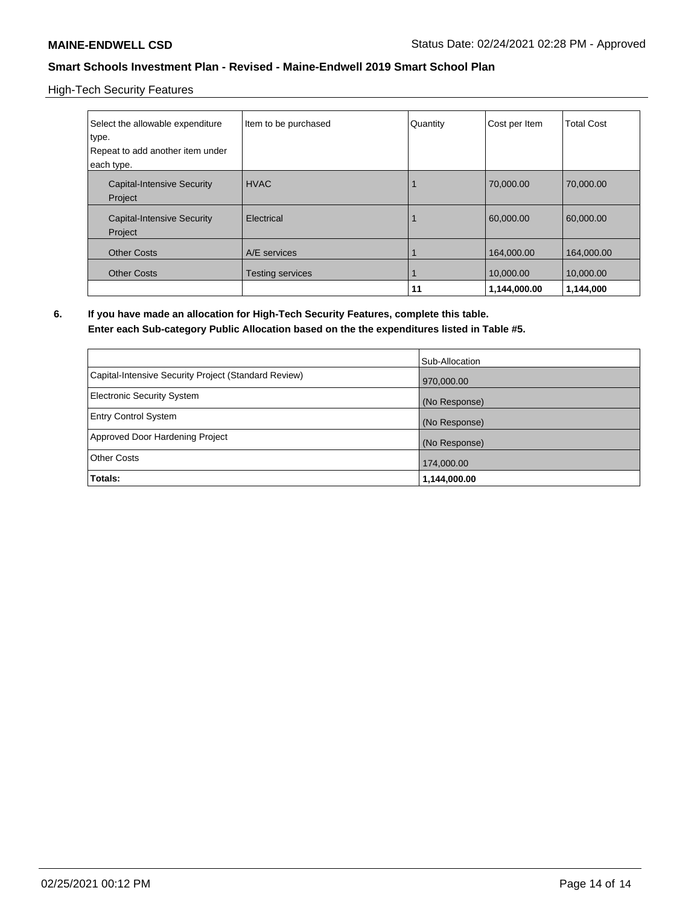High-Tech Security Features

| Select the allowable expenditure type.<br>Repeat to add another item under each type. | Item to be purchased | Quantity | Cost per Item | Total Cost |
|---|---|---|---|---|
| Capital-Intensive Security Project | HVAC | 1 | 70,000.00 | 70,000.00 |
| Capital-Intensive Security Project | Electrical | 1 | 60,000.00 | 60,000.00 |
| Other Costs | A/E services | 1 | 164,000.00 | 164,000.00 |
| Other Costs | Testing services | 1 | 10,000.00 | 10,000.00 |
| | | **11** | **1,144,000.00** | **1,144,000** |

**6. If you have made an allocation for High-Tech Security Features, complete this table.**
**Enter each Sub-category Public Allocation based on the the expenditures listed in Table #5.**

| | Sub-Allocation |
|---|---|
| Capital-Intensive Security Project (Standard Review) | 970,000.00 |
| Electronic Security System | (No Response) |
| Entry Control System | (No Response) |
| Approved Door Hardening Project | (No Response) |
| Other Costs | 174,000.00 |
| **Totals:** | **1,144,000.00** |